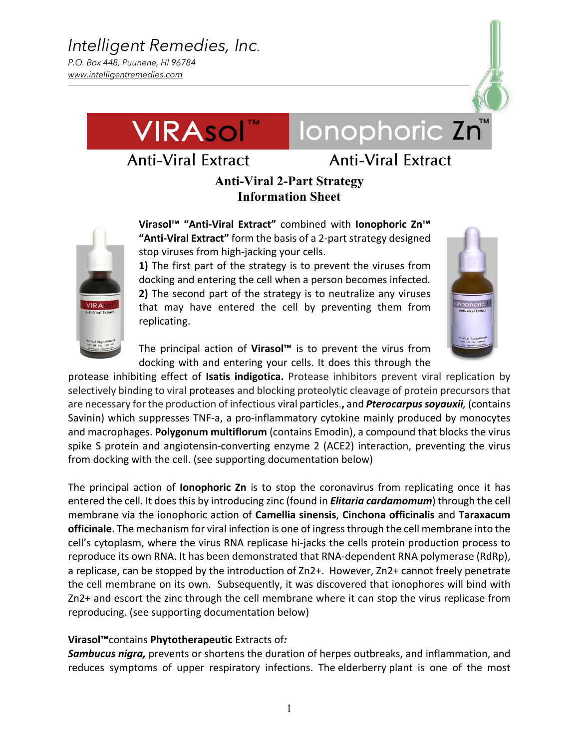# Intelligent Remedies, Inc.

*P.O. Box 448, Puunene, HI 96784*
*www.intelligentremedies.com*

## VIRAsol™ Ionophoric Zn™

Anti-Viral Extract Anti-Viral Extract

### Anti-Viral 2-Part Strategy
### Information Sheet

**Virasol™ "Anti-Viral Extract"** combined with **Ionophoric Zn™ "Anti-Viral Extract"** form the basis of a 2-part strategy designed stop viruses from high-jacking your cells.

**1)** The first part of the strategy is to prevent the viruses from docking and entering the cell when a person becomes infected.
**2)** The second part of the strategy is to neutralize any viruses that may have entered the cell by preventing them from replicating.

The principal action of **Virasol™** is to prevent the virus from docking with and entering your cells. It does this through the protease inhibiting effect of **Isatis indigotica.** Protease inhibitors prevent viral replication by selectively binding to viral proteases and blocking proteolytic cleavage of protein precursors that are necessary for the production of infectious viral particles.**,** and ***Pterocarpus soyauxii,*** (contains Savinin) which suppresses TNF-a, a pro-inflammatory cytokine mainly produced by monocytes and macrophages. **Polygonum multiflorum** (contains Emodin), a compound that blocks the virus spike S protein and angiotensin-converting enzyme 2 (ACE2) interaction, preventing the virus from docking with the cell. (see supporting documentation below)

The principal action of **Ionophoric Zn** is to stop the coronavirus from replicating once it has entered the cell. It does this by introducing zinc (found in ***Elitaria cardamomum***) through the cell membrane via the ionophoric action of **Camellia sinensis**, **Cinchona officinalis** and **Taraxacum officinale**. The mechanism for viral infection is one of ingress through the cell membrane into the cell's cytoplasm, where the virus RNA replicase hi-jacks the cells protein production process to reproduce its own RNA. It has been demonstrated that RNA-dependent RNA polymerase (RdRp), a replicase, can be stopped by the introduction of $Zn^{2+}$. However, $Zn^{2+}$ cannot freely penetrate the cell membrane on its own. Subsequently, it was discovered that ionophores will bind with $Zn^{2+}$ and escort the zinc through the cell membrane where it can stop the virus replicase from reproducing. (see supporting documentation below)

**Virasol™**contains **Phytotherapeutic** Extracts of*:*

***Sambucus nigra,*** prevents or shortens the duration of herpes outbreaks, and inflammation, and reduces symptoms of upper respiratory infections. The elderberry plant is one of the most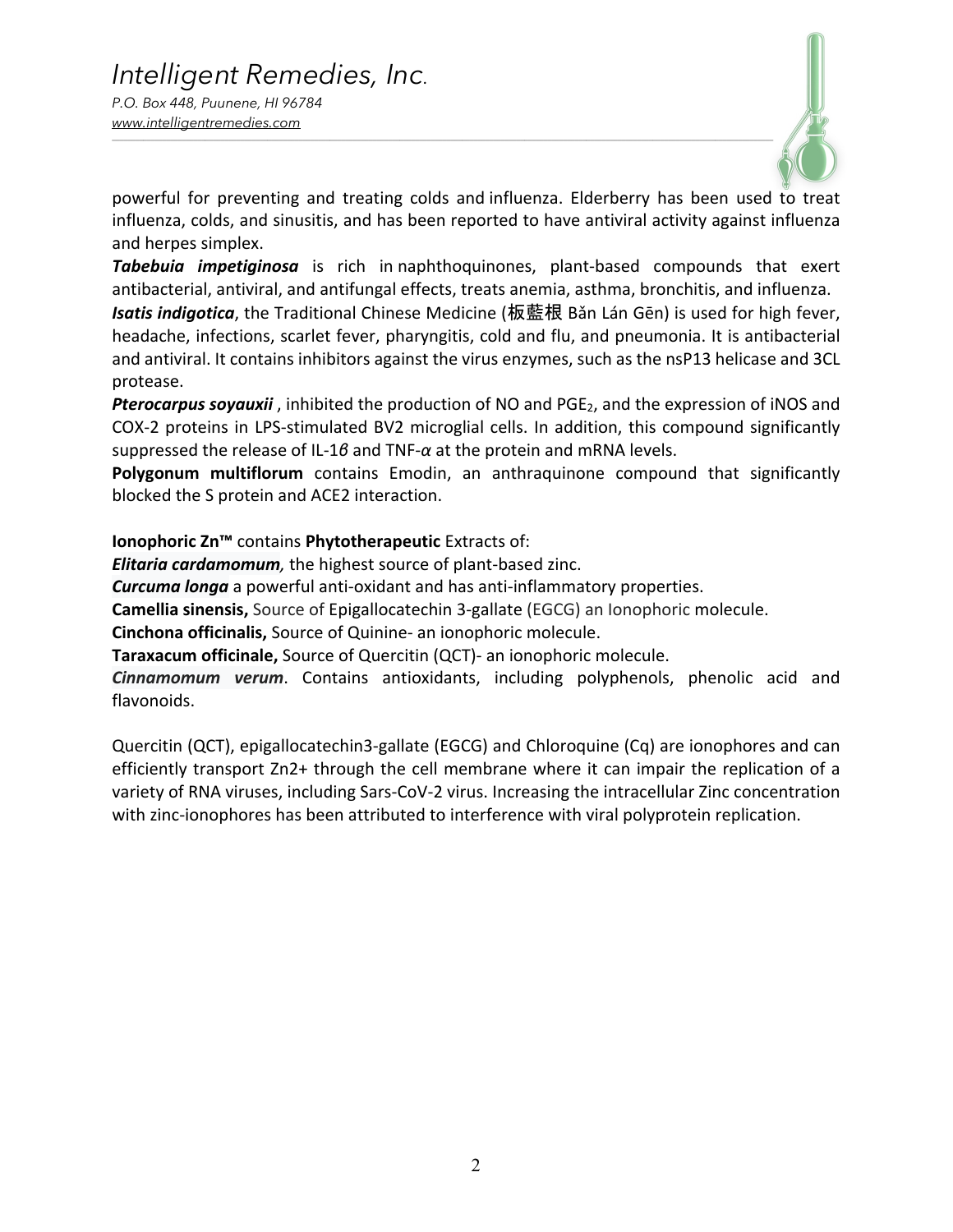powerful for preventing and treating colds and influenza. Elderberry has been used to treat influenza, colds, and sinusitis, and has been reported to have antiviral activity against influenza and herpes simplex.

***Tabebuia impetiginosa*** is rich in naphthoquinones, plant-based compounds that exert antibacterial, antiviral, and antifungal effects, treats anemia, asthma, bronchitis, and influenza.

***Isatis indigotica***, the Traditional Chinese Medicine (板藍根 Bǎn Lán Gēn) is used for high fever, headache, infections, scarlet fever, pharyngitis, cold and flu, and pneumonia. It is antibacterial and antiviral. It contains inhibitors against the virus enzymes, such as the nsP13 helicase and 3CL protease.

***Pterocarpus soyauxii*** , inhibited the production of NO and $PGE_2$, and the expression of iNOS and COX-2 proteins in LPS-stimulated BV2 microglial cells. In addition, this compound significantly suppressed the release of IL-1*β* and TNF-*α* at the protein and mRNA levels.

**Polygonum multiflorum** contains Emodin, an anthraquinone compound that significantly blocked the S protein and ACE2 interaction.

**Ionophoric Zn™** contains **Phytotherapeutic** Extracts of:

***Elitaria cardamomum,*** the highest source of plant-based zinc.

***Curcuma longa*** a powerful anti-oxidant and has anti-inflammatory properties.

**Camellia sinensis,** Source of Epigallocatechin 3-gallate (EGCG) an Ionophoric molecule.

**Cinchona officinalis,** Source of Quinine- an ionophoric molecule.

**Taraxacum officinale,** Source of Quercitin (QCT)- an ionophoric molecule.

***Cinnamomum verum***. Contains antioxidants, including polyphenols, phenolic acid and flavonoids.

Quercitin (QCT), epigallocatechin3-gallate (EGCG) and Chloroquine (Cq) are ionophores and can efficiently transport $Zn^{2+}$ through the cell membrane where it can impair the replication of a variety of RNA viruses, including Sars-CoV-2 virus. Increasing the intracellular Zinc concentration with zinc-ionophores has been attributed to interference with viral polyprotein replication.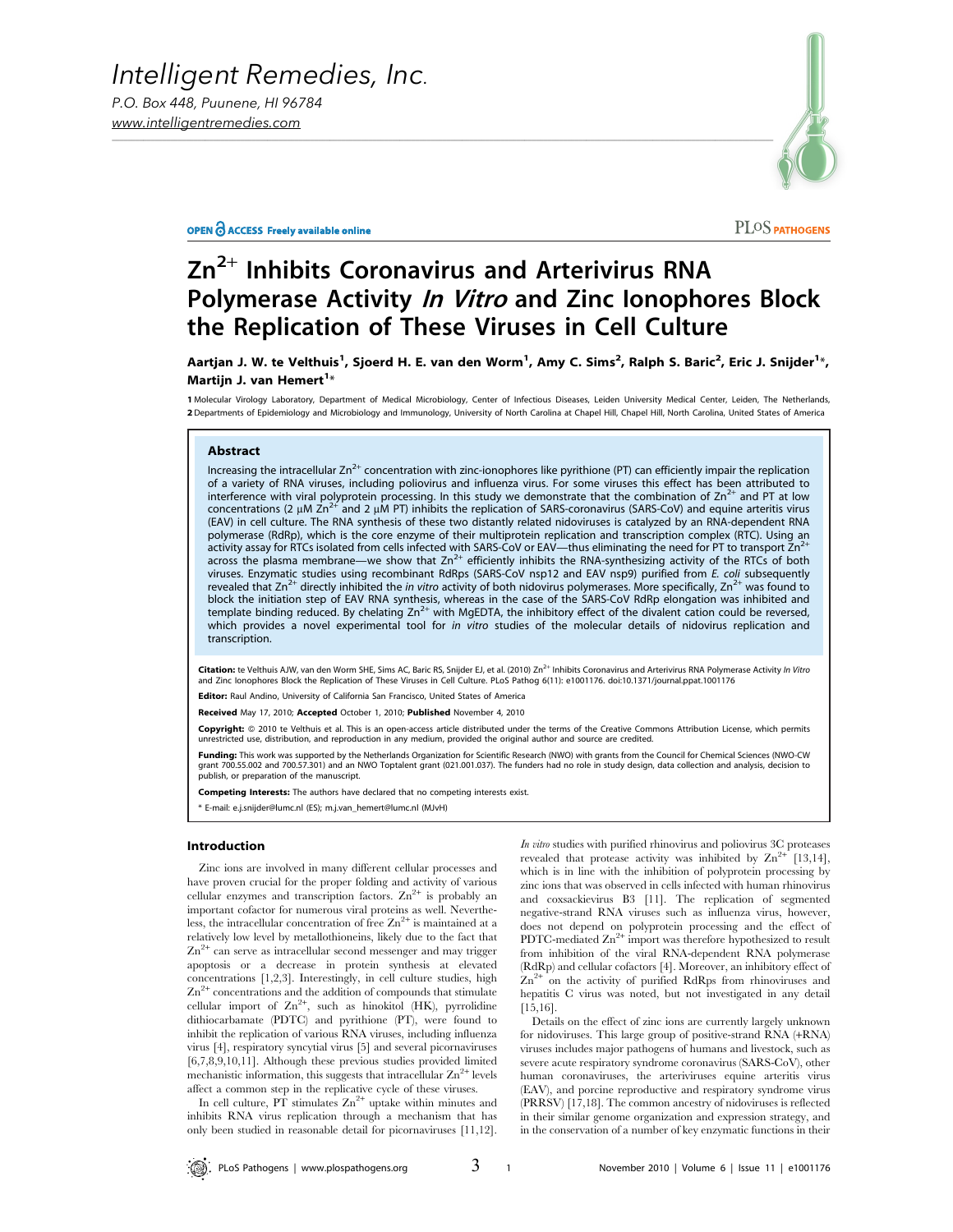Intelligent Remedies, Inc.
P.O. Box 448, Puunene, HI 96784
www.intelligentremedies.com

OPEN ACCESS Freely available online

PLoS PATHOGENS

# $Zn^{2+}$ Inhibits Coronavirus and Arterivirus RNA Polymerase Activity *In Vitro* and Zinc Ionophores Block the Replication of These Viruses in Cell Culture

**Aartjan J. W. te Velthuis[1], Sjoerd H. E. van den Worm[1], Amy C. Sims[2], Ralph S. Baric[2], Eric J. Snijder[1]\*, Martijn J. van Hemert[1]\***

1 Molecular Virology Laboratory, Department of Medical Microbiology, Center of Infectious Diseases, Leiden University Medical Center, Leiden, The Netherlands, 2 Departments of Epidemiology and Microbiology and Immunology, University of North Carolina at Chapel Hill, Chapel Hill, North Carolina, United States of America

## Abstract

Increasing the intracellular $Zn^{2+}$ concentration with zinc-ionophores like pyrithione (PT) can efficiently impair the replication of a variety of RNA viruses, including poliovirus and influenza virus. For some viruses this effect has been attributed to interference with viral polyprotein processing. In this study we demonstrate that the combination of $Zn^{2+}$ and PT at low concentrations (2 µM $Zn^{2+}$ and 2 µM PT) inhibits the replication of SARS-coronavirus (SARS-CoV) and equine arteritis virus (EAV) in cell culture. The RNA synthesis of these two distantly related nidoviruses is catalyzed by an RNA-dependent RNA polymerase (RdRp), which is the core enzyme of their multiprotein replication and transcription complex (RTC). Using an activity assay for RTCs isolated from cells infected with SARS-CoV or EAV—thus eliminating the need for PT to transport $Zn^{2+}$ across the plasma membrane—we show that $Zn^{2+}$ efficiently inhibits the RNA-synthesizing activity of the RTCs of both viruses. Enzymatic studies using recombinant RdRps (SARS-CoV nsp12 and EAV nsp9) purified from *E. coli* subsequently revealed that $Zn^{2+}$ directly inhibited the *in vitro* activity of both nidovirus polymerases. More specifically, $Zn^{2+}$ was found to block the initiation step of EAV RNA synthesis, whereas in the case of the SARS-CoV RdRp elongation was inhibited and template binding reduced. By chelating $Zn^{2+}$ with MgEDTA, the inhibitory effect of the divalent cation could be reversed, which provides a novel experimental tool for *in vitro* studies of the molecular details of nidovirus replication and transcription.

**Citation:** te Velthuis AJW, van den Worm SHE, Sims AC, Baric RS, Snijder EJ, et al. (2010) $Zn^{2+}$ Inhibits Coronavirus and Arterivirus RNA Polymerase Activity *In Vitro* and Zinc Ionophores Block the Replication of These Viruses in Cell Culture. PLoS Pathog 6(11): e1001176. doi:10.1371/journal.ppat.1001176

**Editor:** Raul Andino, University of California San Francisco, United States of America

**Received** May 17, 2010; **Accepted** October 1, 2010; **Published** November 4, 2010

**Copyright:** © 2010 te Velthuis et al. This is an open-access article distributed under the terms of the Creative Commons Attribution License, which permits unrestricted use, distribution, and reproduction in any medium, provided the original author and source are credited.

**Funding:** This work was supported by the Netherlands Organization for Scientific Research (NWO) with grants from the Council for Chemical Sciences (NWO-CW grant 700.55.002 and 700.57.301) and an NWO Toptalent grant (021.001.037). The funders had no role in study design, data collection and analysis, decision to publish, or preparation of the manuscript.

**Competing Interests:** The authors have declared that no competing interests exist.

\* E-mail: e.j.snijder@lumc.nl (ES); m.j.van_hemert@lumc.nl (MJvH)

## Introduction

Zinc ions are involved in many different cellular processes and have proven crucial for the proper folding and activity of various cellular enzymes and transcription factors. $Zn^{2+}$ is probably an important cofactor for numerous viral proteins as well. Nevertheless, the intracellular concentration of free $Zn^{2+}$ is maintained at a relatively low level by metallothioneins, likely due to the fact that $Zn^{2+}$ can serve as intracellular second messenger and may trigger apoptosis or a decrease in protein synthesis at elevated concentrations [1,2,3]. Interestingly, in cell culture studies, high $Zn^{2+}$ concentrations and the addition of compounds that stimulate cellular import of $Zn^{2+}$, such as hinokitol (HK), pyrrolidine dithiocarbamate (PDTC) and pyrithione (PT), were found to inhibit the replication of various RNA viruses, including influenza virus [4], respiratory syncytial virus [5] and several picornaviruses [6,7,8,9,10,11]. Although these previous studies provided limited mechanistic information, this suggests that intracellular $Zn^{2+}$ levels affect a common step in the replicative cycle of these viruses.

In cell culture, PT stimulates $Zn^{2+}$ uptake within minutes and inhibits RNA virus replication through a mechanism that has only been studied in reasonable detail for picornaviruses [11,12]. *In vitro* studies with purified rhinovirus and poliovirus 3C proteases revealed that protease activity was inhibited by $Zn^{2+}$ [13,14], which is in line with the inhibition of polyprotein processing by zinc ions that was observed in cells infected with human rhinovirus and coxsackievirus B3 [11]. The replication of segmented negative-strand RNA viruses such as influenza virus, however, does not depend on polyprotein processing and the effect of PDTC-mediated $Zn^{2+}$ import was therefore hypothesized to result from inhibition of the viral RNA-dependent RNA polymerase (RdRp) and cellular cofactors [4]. Moreover, an inhibitory effect of $Zn^{2+}$ on the activity of purified RdRps from rhinoviruses and hepatitis C virus was noted, but not investigated in any detail [15,16].

Details on the effect of zinc ions are currently largely unknown for nidoviruses. This large group of positive-strand RNA (+RNA) viruses includes major pathogens of humans and livestock, such as severe acute respiratory syndrome coronavirus (SARS-CoV), other human coronaviruses, the arteriviruses equine arteritis virus (EAV), and porcine reproductive and respiratory syndrome virus (PRRSV) [17,18]. The common ancestry of nidoviruses is reflected in their similar genome organization and expression strategy, and in the conservation of a number of key enzymatic functions in their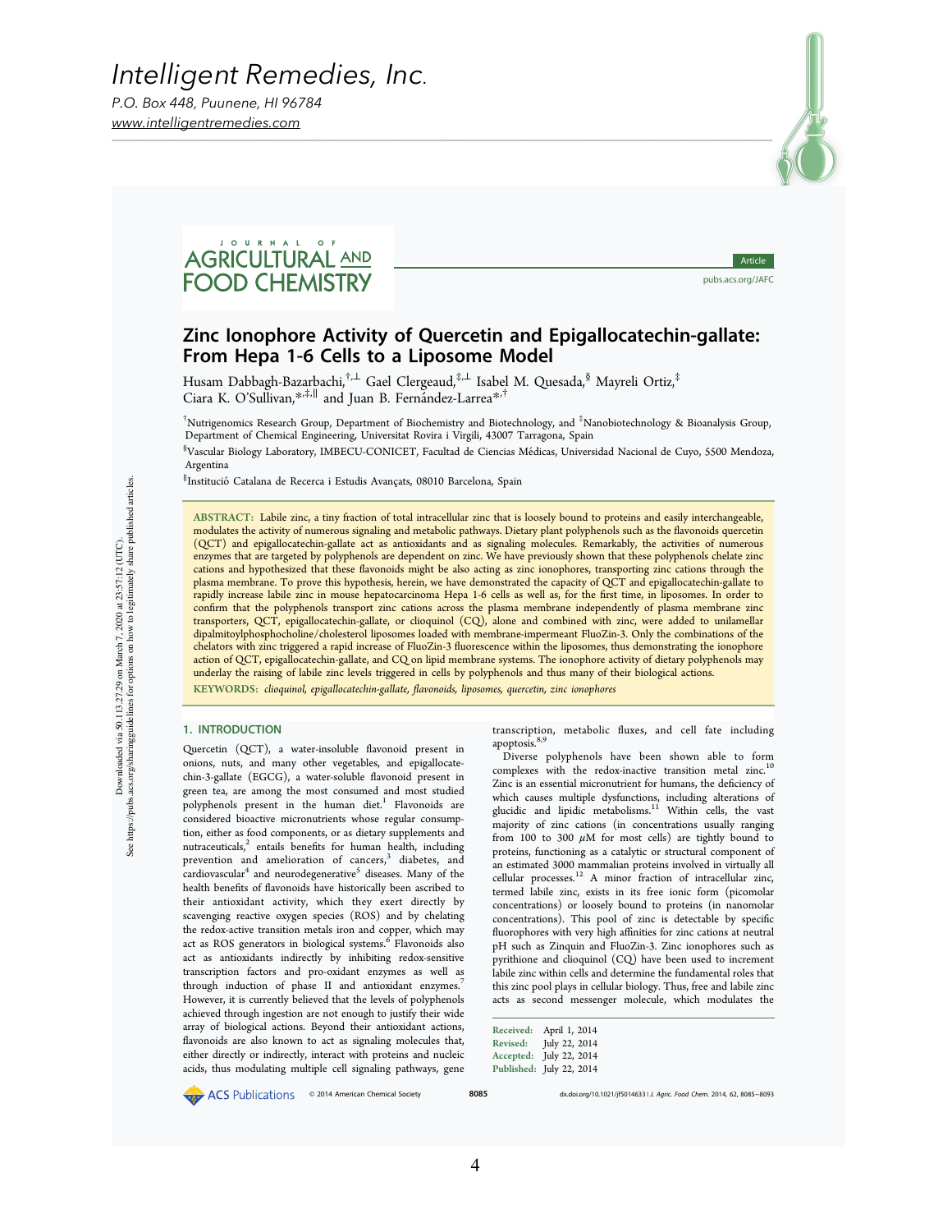Intelligent Remedies, Inc.

P.O. Box 448, Puunene, HI 96784

www.intelligentremedies.com

JOURNAL OF AGRICULTURAL AND FOOD CHEMISTRY

Article

pubs.acs.org/JAFC

# Zinc Ionophore Activity of Quercetin and Epigallocatechin-gallate: From Hepa 1-6 Cells to a Liposome Model

Husam Dabbagh-Bazarbachi,[†,⊥] Gael Clergeaud,[‡,⊥] Isabel M. Quesada,[§] Mayreli Ortiz,[‡] Ciara K. O'Sullivan,[*,‡,∥] and Juan B. Fernández-Larrea[*,†]

[†]Nutrigenomics Research Group, Department of Biochemistry and Biotechnology, and [‡]Nanobiotechnology & Bioanalysis Group, Department of Chemical Engineering, Universitat Rovira i Virgili, 43007 Tarragona, Spain

[§]Vascular Biology Laboratory, IMBECU-CONICET, Facultad de Ciencias Médicas, Universidad Nacional de Cuyo, 5500 Mendoza, Argentina

[∥]Institució Catalana de Recerca i Estudis Avançats, 08010 Barcelona, Spain

**ABSTRACT:** Labile zinc, a tiny fraction of total intracellular zinc that is loosely bound to proteins and easily interchangeable, modulates the activity of numerous signaling and metabolic pathways. Dietary plant polyphenols such as the flavonoids quercetin (QCT) and epigallocatechin-gallate act as antioxidants and as signaling molecules. Remarkably, the activities of numerous enzymes that are targeted by polyphenols are dependent on zinc. We have previously shown that these polyphenols chelate zinc cations and hypothesized that these flavonoids might be also acting as zinc ionophores, transporting zinc cations through the plasma membrane. To prove this hypothesis, herein, we have demonstrated the capacity of QCT and epigallocatechin-gallate to rapidly increase labile zinc in mouse hepatocarcinoma Hepa 1-6 cells as well as, for the first time, in liposomes. In order to confirm that the polyphenols transport zinc cations across the plasma membrane independently of plasma membrane zinc transporters, QCT, epigallocatechin-gallate, or clioquinol (CQ), alone and combined with zinc, were added to unilamellar dipalmitoylphosphocholine/cholesterol liposomes loaded with membrane-impermeant FluoZin-3. Only the combinations of the chelators with zinc triggered a rapid increase of FluoZin-3 fluorescence within the liposomes, thus demonstrating the ionophore action of QCT, epigallocatechin-gallate, and CQ on lipid membrane systems. The ionophore activity of dietary polyphenols may underlay the raising of labile zinc levels triggered in cells by polyphenols and thus many of their biological actions.

**KEYWORDS:** *clioquinol, epigallocatechin-gallate, flavonoids, liposomes, quercetin, zinc ionophores*

## 1. INTRODUCTION

Quercetin (QCT), a water-insoluble flavonoid present in onions, nuts, and many other vegetables, and epigallocatechin-3-gallate (EGCG), a water-soluble flavonoid present in green tea, are among the most consumed and most studied polyphenols present in the human diet.[1] Flavonoids are considered bioactive micronutrients whose regular consumption, either as food components, or as dietary supplements and nutraceuticals,[2] entails benefits for human health, including prevention and amelioration of cancers,[3] diabetes, and cardiovascular[4] and neurodegenerative[5] diseases. Many of the health benefits of flavonoids have historically been ascribed to their antioxidant activity, which they exert directly by scavenging reactive oxygen species (ROS) and by chelating the redox-active transition metals iron and copper, which may act as ROS generators in biological systems.[6] Flavonoids also act as antioxidants indirectly by inhibiting redox-sensitive transcription factors and pro-oxidant enzymes as well as through induction of phase II and antioxidant enzymes.[7] However, it is currently believed that the levels of polyphenols achieved through ingestion are not enough to justify their wide array of biological actions. Beyond their antioxidant actions, flavonoids are also known to act as signaling molecules that, either directly or indirectly, interact with proteins and nucleic acids, thus modulating multiple cell signaling pathways, gene transcription, metabolic fluxes, and cell fate including apoptosis.[8,9]

Diverse polyphenols have been shown able to form complexes with the redox-inactive transition metal zinc.[10] Zinc is an essential micronutrient for humans, the deficiency of which causes multiple dysfunctions, including alterations of glucidic and lipidic metabolisms.[11] Within cells, the vast majority of zinc cations (in concentrations usually ranging from 100 to 300 μM for most cells) are tightly bound to proteins, functioning as a catalytic or structural component of an estimated 3000 mammalian proteins involved in virtually all cellular processes.[12] A minor fraction of intracellular zinc, termed labile zinc, exists in its free ionic form (picomolar concentrations) or loosely bound to proteins (in nanomolar concentrations). This pool of zinc is detectable by specific fluorophores with very high affinities for zinc cations at neutral pH such as Zinquin and FluoZin-3. Zinc ionophores such as pyrithione and clioquinol (CQ) have been used to increment labile zinc within cells and determine the fundamental roles that this zinc pool plays in cellular biology. Thus, free and labile zinc acts as second messenger molecule, which modulates the

Received: April 1, 2014
Revised: July 22, 2014
Accepted: July 22, 2014
Published: July 22, 2014

© 2014 American Chemical Society

dx.doi.org/10.1021/jf5014633 | J. Agric. Food Chem. 2014, 62, 8085−8093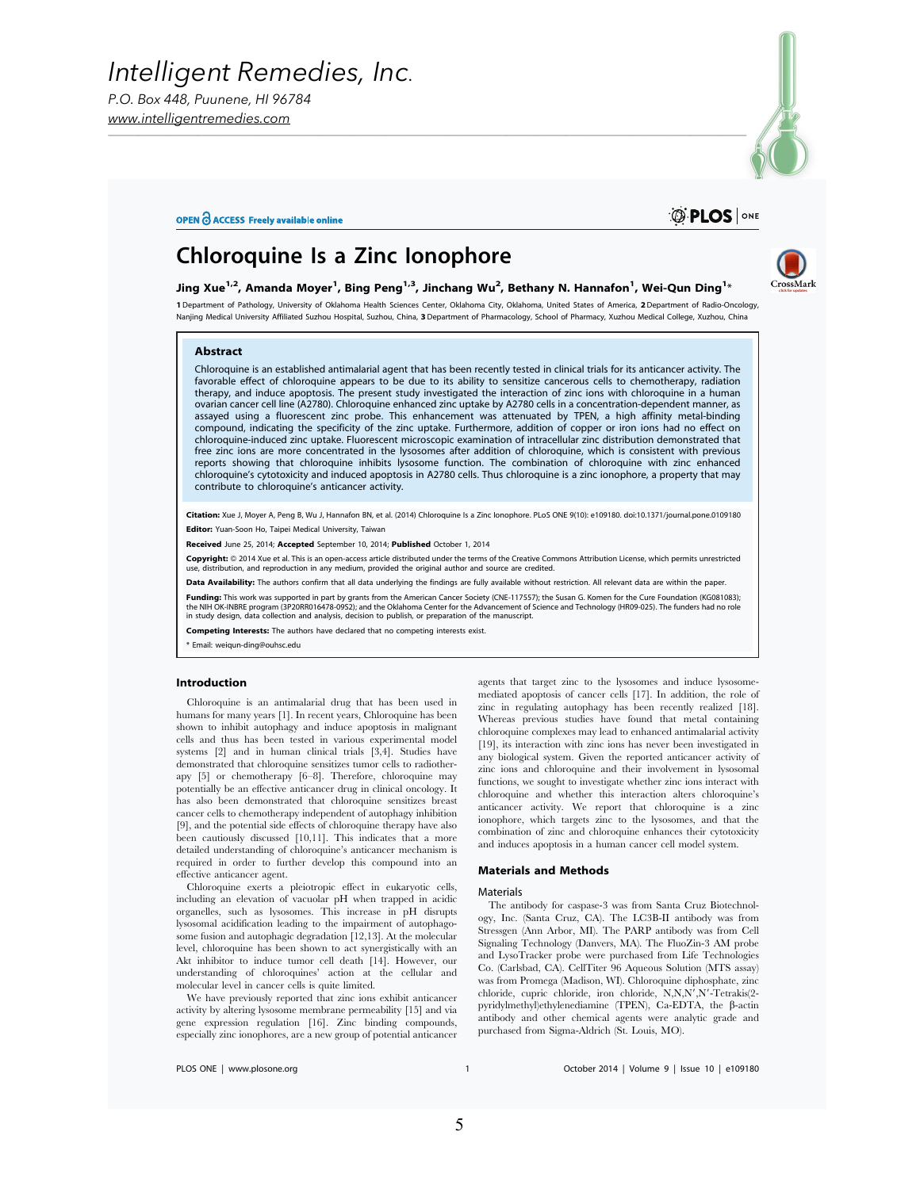# Intelligent Remedies, Inc.

*P.O. Box 448, Puunene, HI 96784*
*www.intelligentremedies.com*

OPEN ACCESS Freely available online

PLOS | ONE

# Chloroquine Is a Zinc Ionophore

**Jing Xue[1,2], Amanda Moyer[1], Bing Peng[1,3], Jinchang Wu[2], Bethany N. Hannafon[1], Wei-Qun Ding[1]***

**1** Department of Pathology, University of Oklahoma Health Sciences Center, Oklahoma City, Oklahoma, United States of America, **2** Department of Radio-Oncology, Nanjing Medical University Affiliated Suzhou Hospital, Suzhou, China, **3** Department of Pharmacology, School of Pharmacy, Xuzhou Medical College, Xuzhou, China

## Abstract

Chloroquine is an established antimalarial agent that has been recently tested in clinical trials for its anticancer activity. The favorable effect of chloroquine appears to be due to its ability to sensitize cancerous cells to chemotherapy, radiation therapy, and induce apoptosis. The present study investigated the interaction of zinc ions with chloroquine in a human ovarian cancer cell line (A2780). Chloroquine enhanced zinc uptake by A2780 cells in a concentration-dependent manner, as assayed using a fluorescent zinc probe. This enhancement was attenuated by TPEN, a high affinity metal-binding compound, indicating the specificity of the zinc uptake. Furthermore, addition of copper or iron ions had no effect on chloroquine-induced zinc uptake. Fluorescent microscopic examination of intracellular zinc distribution demonstrated that free zinc ions are more concentrated in the lysosomes after addition of chloroquine, which is consistent with previous reports showing that chloroquine inhibits lysosome function. The combination of chloroquine with zinc enhanced chloroquine's cytotoxicity and induced apoptosis in A2780 cells. Thus chloroquine is a zinc ionophore, a property that may contribute to chloroquine's anticancer activity.

**Citation:** Xue J, Moyer A, Peng B, Wu J, Hannafon BN, et al. (2014) Chloroquine Is a Zinc Ionophore. PLoS ONE 9(10): e109180. doi:10.1371/journal.pone.0109180

**Editor:** Yuan-Soon Ho, Taipei Medical University, Taiwan

**Received** June 25, 2014; **Accepted** September 10, 2014; **Published** October 1, 2014

**Copyright:** © 2014 Xue et al. This is an open-access article distributed under the terms of the Creative Commons Attribution License, which permits unrestricted use, distribution, and reproduction in any medium, provided the original author and source are credited.

**Data Availability:** The authors confirm that all data underlying the findings are fully available without restriction. All relevant data are within the paper.

**Funding:** This work was supported in part by grants from the American Cancer Society (CNE-117557); the Susan G. Komen for the Cure Foundation (KG081083); the NIH OK-INBRE program (3P20RR016478-09S2); and the Oklahoma Center for the Advancement of Science and Technology (HR09-025). The funders had no role in study design, data collection and analysis, decision to publish, or preparation of the manuscript.

**Competing Interests:** The authors have declared that no competing interests exist.

* Email: weiqun-ding@ouhsc.edu

## Introduction

Chloroquine is an antimalarial drug that has been used in humans for many years [1]. In recent years, Chloroquine has been shown to inhibit autophagy and induce apoptosis in malignant cells and thus has been tested in various experimental model systems [2] and in human clinical trials [3,4]. Studies have demonstrated that chloroquine sensitizes tumor cells to radiotherapy [5] or chemotherapy [6–8]. Therefore, chloroquine may potentially be an effective anticancer drug in clinical oncology. It has also been demonstrated that chloroquine sensitizes breast cancer cells to chemotherapy independent of autophagy inhibition [9], and the potential side effects of chloroquine therapy have also been cautiously discussed [10,11]. This indicates that a more detailed understanding of chloroquine's anticancer mechanism is required in order to further develop this compound into an effective anticancer agent.

Chloroquine exerts a pleiotropic effect in eukaryotic cells, including an elevation of vacuolar pH when trapped in acidic organelles, such as lysosomes. This increase in pH disrupts lysosomal acidification leading to the impairment of autophagosome fusion and autophagic degradation [12,13]. At the molecular level, chloroquine has been shown to act synergistically with an Akt inhibitor to induce tumor cell death [14]. However, our understanding of chloroquines' action at the cellular and molecular level in cancer cells is quite limited.

We have previously reported that zinc ions exhibit anticancer activity by altering lysosome membrane permeability [15] and via gene expression regulation [16]. Zinc binding compounds, especially zinc ionophores, are a new group of potential anticancer agents that target zinc to the lysosomes and induce lysosome-mediated apoptosis of cancer cells [17]. In addition, the role of zinc in regulating autophagy has been recently realized [18]. Whereas previous studies have found that metal containing chloroquine complexes may lead to enhanced antimalarial activity [19], its interaction with zinc ions has never been investigated in any biological system. Given the reported anticancer activity of zinc ions and chloroquine and their involvement in lysosomal functions, we sought to investigate whether zinc ions interact with chloroquine and whether this interaction alters chloroquine's anticancer activity. We report that chloroquine is a zinc ionophore, which targets zinc to the lysosomes, and that the combination of zinc and chloroquine enhances their cytotoxicity and induces apoptosis in a human cancer cell model system.

## Materials and Methods

### Materials

The antibody for caspase-3 was from Santa Cruz Biotechnology, Inc. (Santa Cruz, CA). The LC3B-II antibody was from Stressgen (Ann Arbor, MI). The PARP antibody was from Cell Signaling Technology (Danvers, MA). The FluoZin-3 AM probe and LysoTracker probe were purchased from Life Technologies Co. (Carlsbad, CA). CellTiter 96 Aqueous Solution (MTS assay) was from Promega (Madison, WI). Chloroquine diphosphate, zinc chloride, cupric chloride, iron chloride, N,N,N′,N′-Tetrakis(2-pyridylmethyl)ethylenediamine (TPEN), Ca-EDTA, the β-actin antibody and other chemical agents were analytic grade and purchased from Sigma-Aldrich (St. Louis, MO).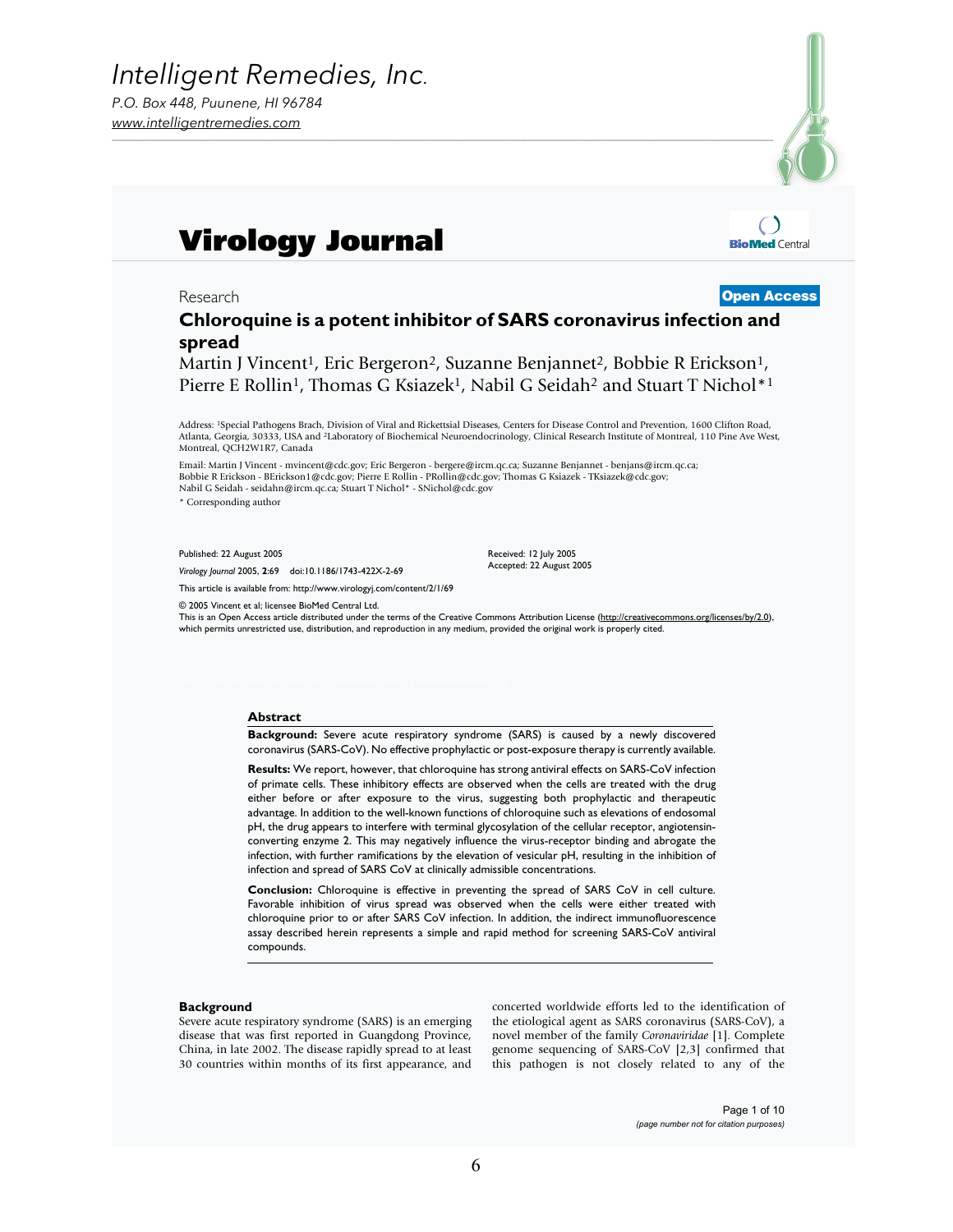# Intelligent Remedies, Inc.

*P.O. Box 448, Puunene, HI 96784*

*www.intelligentremedies.com*

# Virology Journal

Research

**Open Access**

## Chloroquine is a potent inhibitor of SARS coronavirus infection and spread

Martin J Vincent[1], Eric Bergeron[2], Suzanne Benjannet[2], Bobbie R Erickson[1], Pierre E Rollin[1], Thomas G Ksiazek[1], Nabil G Seidah[2] and Stuart T Nichol*[1]

Address: [1]Special Pathogens Brach, Division of Viral and Rickettsial Diseases, Centers for Disease Control and Prevention, 1600 Clifton Road, Atlanta, Georgia, 30333, USA and [2]Laboratory of Biochemical Neuroendocrinology, Clinical Research Institute of Montreal, 110 Pine Ave West, Montreal, QCH2W1R7, Canada

Email: Martin J Vincent - mvincent@cdc.gov; Eric Bergeron - bergere@ircm.qc.ca; Suzanne Benjannet - benjans@ircm.qc.ca; Bobbie R Erickson - BErickson1@cdc.gov; Pierre E Rollin - PRollin@cdc.gov; Thomas G Ksiazek - TKsiazek@cdc.gov; Nabil G Seidah - seidahn@ircm.qc.ca; Stuart T Nichol* - SNichol@cdc.gov

* Corresponding author

Published: 22 August 2005

*Virology Journal* 2005, **2**:69 doi:10.1186/1743-422X-2-69

Received: 12 July 2005

Accepted: 22 August 2005

This article is available from: http://www.virologyj.com/content/2/1/69

© 2005 Vincent et al; licensee BioMed Central Ltd.

This is an Open Access article distributed under the terms of the Creative Commons Attribution License (http://creativecommons.org/licenses/by/2.0), which permits unrestricted use, distribution, and reproduction in any medium, provided the original work is properly cited.

### Abstract

**Background:** Severe acute respiratory syndrome (SARS) is caused by a newly discovered coronavirus (SARS-CoV). No effective prophylactic or post-exposure therapy is currently available.

**Results:** We report, however, that chloroquine has strong antiviral effects on SARS-CoV infection of primate cells. These inhibitory effects are observed when the cells are treated with the drug either before or after exposure to the virus, suggesting both prophylactic and therapeutic advantage. In addition to the well-known functions of chloroquine such as elevations of endosomal pH, the drug appears to interfere with terminal glycosylation of the cellular receptor, angiotensin-converting enzyme 2. This may negatively influence the virus-receptor binding and abrogate the infection, with further ramifications by the elevation of vesicular pH, resulting in the inhibition of infection and spread of SARS CoV at clinically admissible concentrations.

**Conclusion:** Chloroquine is effective in preventing the spread of SARS CoV in cell culture. Favorable inhibition of virus spread was observed when the cells were either treated with chloroquine prior to or after SARS CoV infection. In addition, the indirect immunofluorescence assay described herein represents a simple and rapid method for screening SARS-CoV antiviral compounds.

### Background

Severe acute respiratory syndrome (SARS) is an emerging disease that was first reported in Guangdong Province, China, in late 2002. The disease rapidly spread to at least 30 countries within months of its first appearance, and concerted worldwide efforts led to the identification of the etiological agent as SARS coronavirus (SARS-CoV), a novel member of the family *Coronaviridae* [1]. Complete genome sequencing of SARS-CoV [2,3] confirmed that this pathogen is not closely related to any of the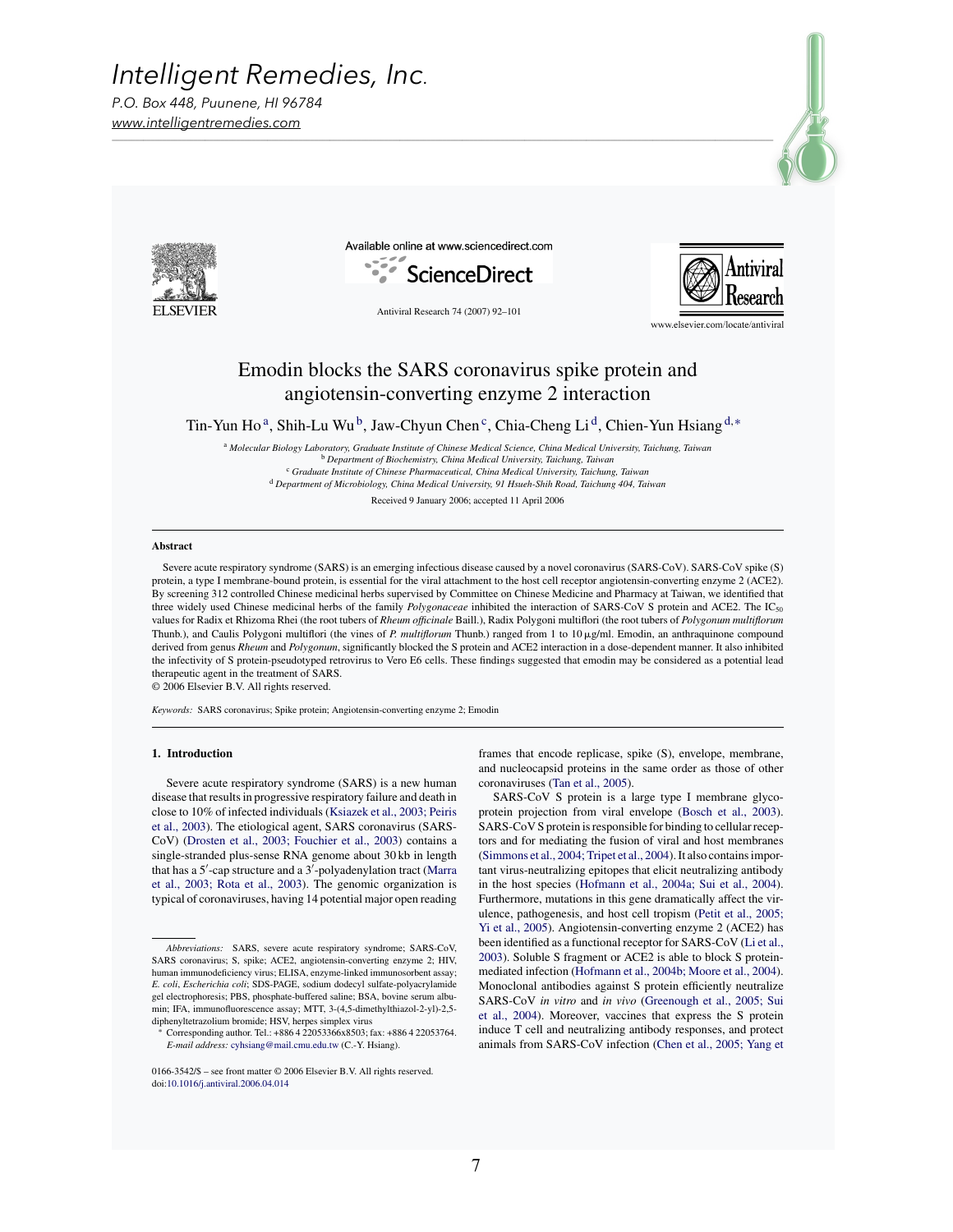# Intelligent Remedies, Inc.

*P.O. Box 448, Puunene, HI 96784*

*www.intelligentremedies.com*

Available online at www.sciencedirect.com

ScienceDirect

Antiviral Research 74 (2007) 92–101

Antiviral Research

www.elsevier.com/locate/antiviral

# Emodin blocks the SARS coronavirus spike protein and angiotensin-converting enzyme 2 interaction

Tin-Yun Ho [a], Shih-Lu Wu [b], Jaw-Chyun Chen [c], Chia-Cheng Li [d], Chien-Yun Hsiang [d,*]

[a] *Molecular Biology Laboratory, Graduate Institute of Chinese Medical Science, China Medical University, Taichung, Taiwan*
[b] *Department of Biochemistry, China Medical University, Taichung, Taiwan*
[c] *Graduate Institute of Chinese Pharmaceutical, China Medical University, Taichung, Taiwan*
[d] *Department of Microbiology, China Medical University, 91 Hsueh-Shih Road, Taichung 404, Taiwan*

Received 9 January 2006; accepted 11 April 2006

## Abstract

Severe acute respiratory syndrome (SARS) is an emerging infectious disease caused by a novel coronavirus (SARS-CoV). SARS-CoV spike (S) protein, a type I membrane-bound protein, is essential for the viral attachment to the host cell receptor angiotensin-converting enzyme 2 (ACE2). By screening 312 controlled Chinese medicinal herbs supervised by Committee on Chinese Medicine and Pharmacy at Taiwan, we identified that three widely used Chinese medicinal herbs of the family *Polygonaceae* inhibited the interaction of SARS-CoV S protein and ACE2. The $IC_{50}$ values for Radix et Rhizoma Rhei (the root tubers of *Rheum officinale* Baill.), Radix Polygoni multiflori (the root tubers of *Polygonum multiflorum* Thunb.), and Caulis Polygoni multiflori (the vines of *P. multiflorum* Thunb.) ranged from 1 to 10 μg/ml. Emodin, an anthraquinone compound derived from genus *Rheum* and *Polygonum*, significantly blocked the S protein and ACE2 interaction in a dose-dependent manner. It also inhibited the infectivity of S protein-pseudotyped retrovirus to Vero E6 cells. These findings suggested that emodin may be considered as a potential lead therapeutic agent in the treatment of SARS.

© 2006 Elsevier B.V. All rights reserved.

*Keywords:* SARS coronavirus; Spike protein; Angiotensin-converting enzyme 2; Emodin

## 1. Introduction

Severe acute respiratory syndrome (SARS) is a new human disease that results in progressive respiratory failure and death in close to 10% of infected individuals (Ksiazek et al., 2003; Peiris et al., 2003). The etiological agent, SARS coronavirus (SARS-CoV) (Drosten et al., 2003; Fouchier et al., 2003) contains a single-stranded plus-sense RNA genome about 30 kb in length that has a 5′-cap structure and a 3′-polyadenylation tract (Marra et al., 2003; Rota et al., 2003). The genomic organization is typical of coronaviruses, having 14 potential major open reading frames that encode replicase, spike (S), envelope, membrane, and nucleocapsid proteins in the same order as those of other coronaviruses (Tan et al., 2005).

SARS-CoV S protein is a large type I membrane glycoprotein projection from viral envelope (Bosch et al., 2003). SARS-CoV S protein is responsible for binding to cellular receptors and for mediating the fusion of viral and host membranes (Simmons et al., 2004; Tripet et al., 2004). It also contains important virus-neutralizing epitopes that elicit neutralizing antibody in the host species (Hofmann et al., 2004a; Sui et al., 2004). Furthermore, mutations in this gene dramatically affect the virulence, pathogenesis, and host cell tropism (Petit et al., 2005; Yi et al., 2005). Angiotensin-converting enzyme 2 (ACE2) has been identified as a functional receptor for SARS-CoV (Li et al., 2003). Soluble S fragment or ACE2 is able to block S protein-mediated infection (Hofmann et al., 2004b; Moore et al., 2004). Monoclonal antibodies against S protein efficiently neutralize SARS-CoV *in vitro* and *in vivo* (Greenough et al., 2005; Sui et al., 2004). Moreover, vaccines that express the S protein induce T cell and neutralizing antibody responses, and protect animals from SARS-CoV infection (Chen et al., 2005; Yang et

---

*Abbreviations:* SARS, severe acute respiratory syndrome; SARS-CoV, SARS coronavirus; S, spike; ACE2, angiotensin-converting enzyme 2; HIV, human immunodeficiency virus; ELISA, enzyme-linked immunosorbent assay; *E. coli*, *Escherichia coli*; SDS-PAGE, sodium dodecyl sulfate-polyacrylamide gel electrophoresis; PBS, phosphate-buffered saline; BSA, bovine serum albumin; IFA, immunofluorescence assay; MTT, 3-(4,5-dimethylthiazol-2-yl)-2,5-diphenyltetrazolium bromide; HSV, herpes simplex virus

\* Corresponding author. Tel.: +886 4 22053366x8503; fax: +886 4 22053764. *E-mail address:* cyhsiang@mail.cmu.edu.tw (C.-Y. Hsiang).

0166-3542/$ – see front matter © 2006 Elsevier B.V. All rights reserved.
doi:10.1016/j.antiviral.2006.04.014